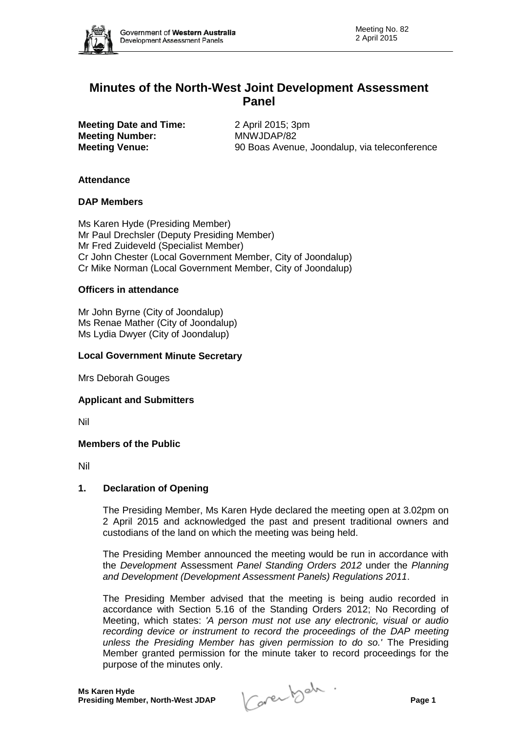# Minutes of the North-West Joint Development Assessment Panel

**Meeting Date and Time:** 2 April 2015; 3pm
**Meeting Number:** MNWJDAP/82
**Meeting Venue:** 90 Boas Avenue, Joondalup, via teleconference

### Attendance

### DAP Members

Ms Karen Hyde (Presiding Member)
Mr Paul Drechsler (Deputy Presiding Member)
Mr Fred Zuideveld (Specialist Member)
Cr John Chester (Local Government Member, City of Joondalup)
Cr Mike Norman (Local Government Member, City of Joondalup)

### Officers in attendance

Mr John Byrne (City of Joondalup)
Ms Renae Mather (City of Joondalup)
Ms Lydia Dwyer (City of Joondalup)

### Local Government Minute Secretary

Mrs Deborah Gouges

### Applicant and Submitters

Nil

### Members of the Public

Nil

### 1. Declaration of Opening

The Presiding Member, Ms Karen Hyde declared the meeting open at 3.02pm on 2 April 2015 and acknowledged the past and present traditional owners and custodians of the land on which the meeting was being held.

The Presiding Member announced the meeting would be run in accordance with the *Development* Assessment *Panel Standing Orders 2012* under the *Planning and Development (Development Assessment Panels) Regulations 2011*.

The Presiding Member advised that the meeting is being audio recorded in accordance with Section 5.16 of the Standing Orders 2012; No Recording of Meeting, which states: *'A person must not use any electronic, visual or audio recording device or instrument to record the proceedings of the DAP meeting unless the Presiding Member has given permission to do so.'* The Presiding Member granted permission for the minute taker to record proceedings for the purpose of the minutes only.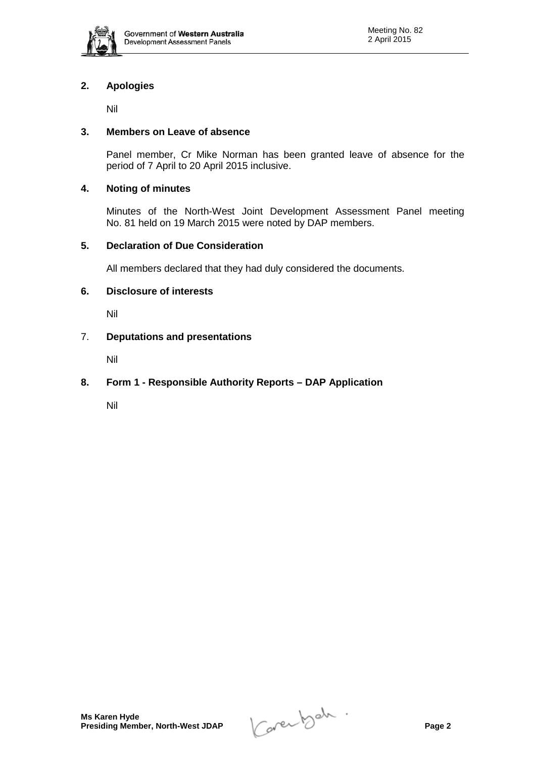**2. Apologies**

Nil

**3. Members on Leave of absence**

Panel member, Cr Mike Norman has been granted leave of absence for the period of 7 April to 20 April 2015 inclusive.

**4. Noting of minutes**

Minutes of the North-West Joint Development Assessment Panel meeting No. 81 held on 19 March 2015 were noted by DAP members.

**5. Declaration of Due Consideration**

All members declared that they had duly considered the documents.

**6. Disclosure of interests**

Nil

7. **Deputations and presentations**

Nil

**8. Form 1 - Responsible Authority Reports – DAP Application**

Nil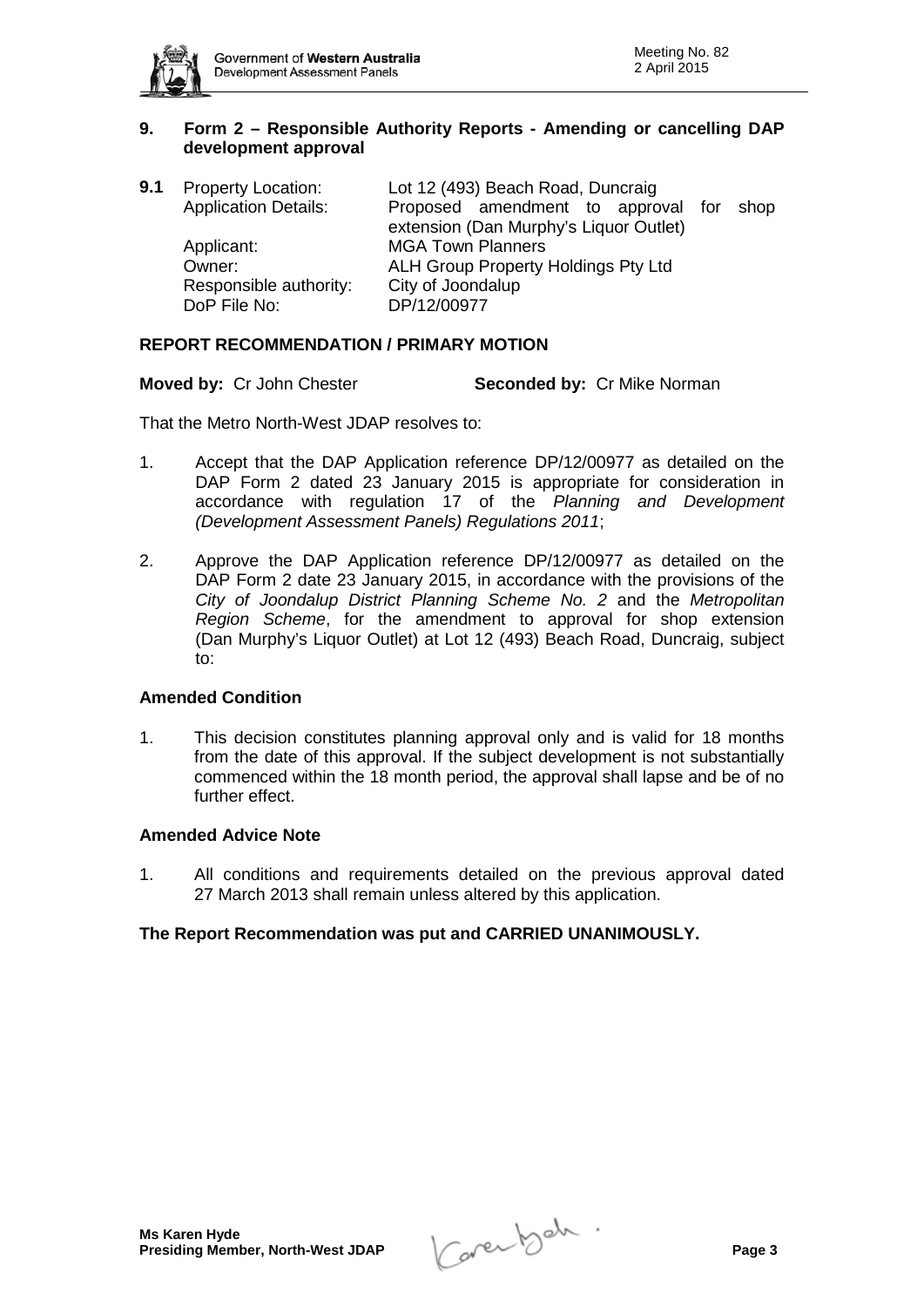## 9. Form 2 – Responsible Authority Reports - Amending or cancelling DAP development approval

**9.1** Property Location: Lot 12 (493) Beach Road, Duncraig
Application Details: Proposed amendment to approval for shop extension (Dan Murphy's Liquor Outlet)
Applicant: MGA Town Planners
Owner: ALH Group Property Holdings Pty Ltd
Responsible authority: City of Joondalup
DoP File No: DP/12/00977

**REPORT RECOMMENDATION / PRIMARY MOTION**

**Moved by:** Cr John Chester **Seconded by:** Cr Mike Norman

That the Metro North-West JDAP resolves to:

1. Accept that the DAP Application reference DP/12/00977 as detailed on the DAP Form 2 dated 23 January 2015 is appropriate for consideration in accordance with regulation 17 of the *Planning and Development (Development Assessment Panels) Regulations 2011*;

2. Approve the DAP Application reference DP/12/00977 as detailed on the DAP Form 2 date 23 January 2015, in accordance with the provisions of the *City of Joondalup District Planning Scheme No. 2* and the *Metropolitan Region Scheme*, for the amendment to approval for shop extension (Dan Murphy's Liquor Outlet) at Lot 12 (493) Beach Road, Duncraig, subject to:

**Amended Condition**

1. This decision constitutes planning approval only and is valid for 18 months from the date of this approval. If the subject development is not substantially commenced within the 18 month period, the approval shall lapse and be of no further effect.

**Amended Advice Note**

1. All conditions and requirements detailed on the previous approval dated 27 March 2013 shall remain unless altered by this application.

**The Report Recommendation was put and CARRIED UNANIMOUSLY.**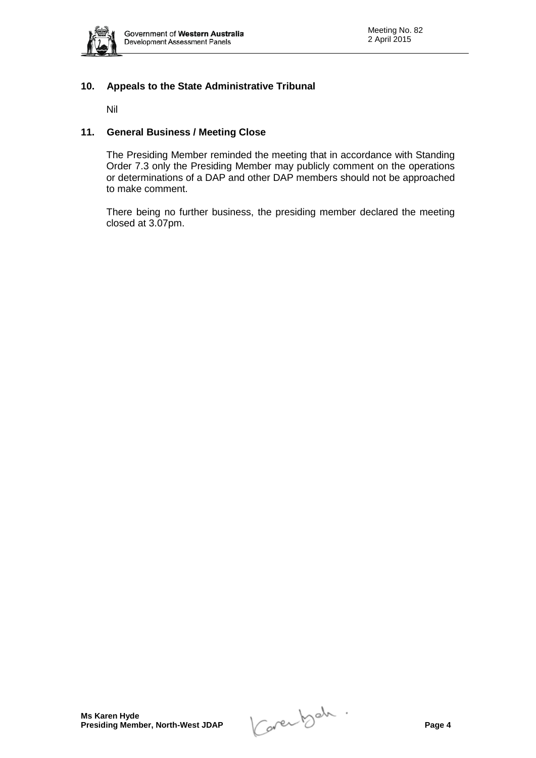## 10. Appeals to the State Administrative Tribunal

Nil

## 11. General Business / Meeting Close

The Presiding Member reminded the meeting that in accordance with Standing Order 7.3 only the Presiding Member may publicly comment on the operations or determinations of a DAP and other DAP members should not be approached to make comment.

There being no further business, the presiding member declared the meeting closed at 3.07pm.

**Ms Karen Hyde**
**Presiding Member, North-West JDAP**